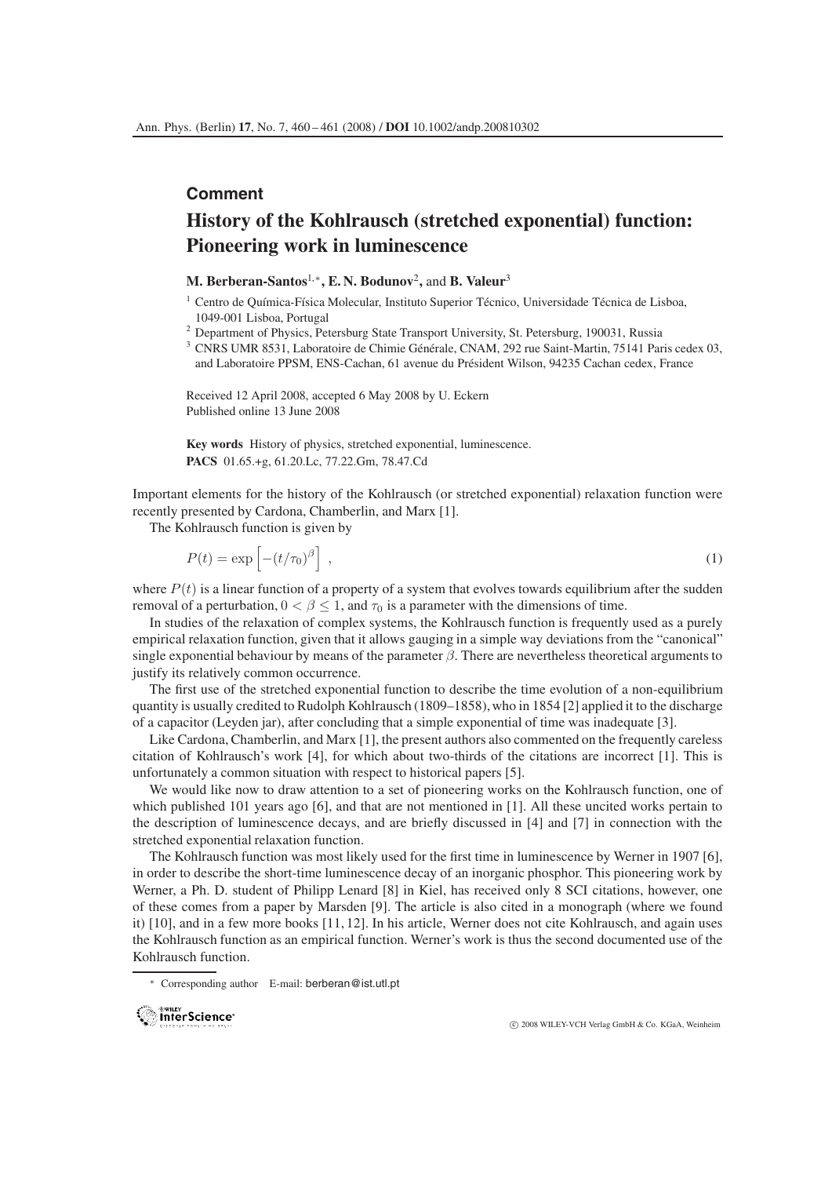**Comment**

# History of the Kohlrausch (stretched exponential) function: Pioneering work in luminescence

**M. Berberan-Santos**[1,*], **E. N. Bodunov**[2], and **B. Valeur**[3]

[1] Centro de Química-Física Molecular, Instituto Superior Técnico, Universidade Técnica de Lisboa, 1049-001 Lisboa, Portugal

[2] Department of Physics, Petersburg State Transport University, St. Petersburg, 190031, Russia

[3] CNRS UMR 8531, Laboratoire de Chimie Générale, CNAM, 292 rue Saint-Martin, 75141 Paris cedex 03, and Laboratoire PPSM, ENS-Cachan, 61 avenue du Président Wilson, 94235 Cachan cedex, France

Received 12 April 2008, accepted 6 May 2008 by U. Eckern
Published online 13 June 2008

**Key words** History of physics, stretched exponential, luminescence.
**PACS** 01.65.+g, 61.20.Lc, 77.22.Gm, 78.47.Cd

Important elements for the history of the Kohlrausch (or stretched exponential) relaxation function were recently presented by Cardona, Chamberlin, and Marx [1].

The Kohlrausch function is given by

$$P(t) = \exp\left[-(t/\tau_0)^{\beta}\right] , \tag{1}$$

where $P(t)$ is a linear function of a property of a system that evolves towards equilibrium after the sudden removal of a perturbation, $0 < \beta \leq 1$, and $\tau_0$ is a parameter with the dimensions of time.

In studies of the relaxation of complex systems, the Kohlrausch function is frequently used as a purely empirical relaxation function, given that it allows gauging in a simple way deviations from the "canonical" single exponential behaviour by means of the parameter $\beta$. There are nevertheless theoretical arguments to justify its relatively common occurrence.

The first use of the stretched exponential function to describe the time evolution of a non-equilibrium quantity is usually credited to Rudolph Kohlrausch (1809–1858), who in 1854 [2] applied it to the discharge of a capacitor (Leyden jar), after concluding that a simple exponential of time was inadequate [3].

Like Cardona, Chamberlin, and Marx [1], the present authors also commented on the frequently careless citation of Kohlrausch's work [4], for which about two-thirds of the citations are incorrect [1]. This is unfortunately a common situation with respect to historical papers [5].

We would like now to draw attention to a set of pioneering works on the Kohlrausch function, one of which published 101 years ago [6], and that are not mentioned in [1]. All these uncited works pertain to the description of luminescence decays, and are briefly discussed in [4] and [7] in connection with the stretched exponential relaxation function.

The Kohlrausch function was most likely used for the first time in luminescence by Werner in 1907 [6], in order to describe the short-time luminescence decay of an inorganic phosphor. This pioneering work by Werner, a Ph. D. student of Philipp Lenard [8] in Kiel, has received only 8 SCI citations, however, one of these comes from a paper by Marsden [9]. The article is also cited in a monograph (where we found it) [10], and in a few more books [11, 12]. In his article, Werner does not cite Kohlrausch, and again uses the Kohlrausch function as an empirical function. Werner's work is thus the second documented use of the Kohlrausch function.

* Corresponding author E-mail: berberan@ist.utl.pt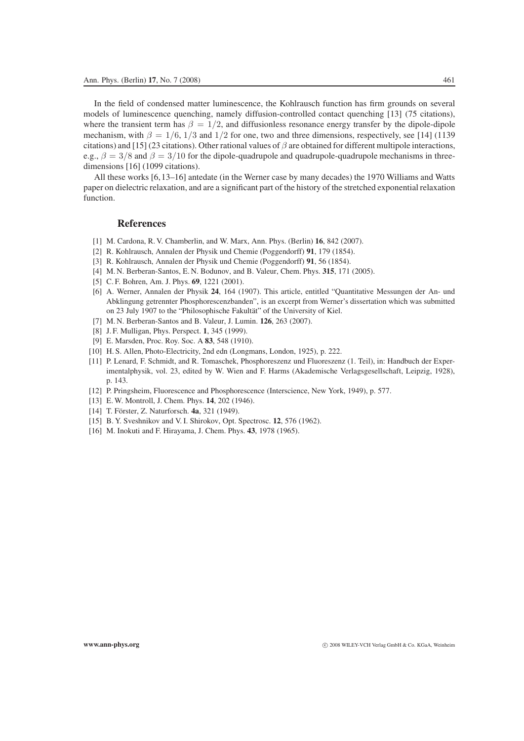In the field of condensed matter luminescence, the Kohlrausch function has firm grounds on several models of luminescence quenching, namely diffusion-controlled contact quenching [13] (75 citations), where the transient term has $\beta = 1/2$, and diffusionless resonance energy transfer by the dipole-dipole mechanism, with $\beta = 1/6$, $1/3$ and $1/2$ for one, two and three dimensions, respectively, see [14] (1139 citations) and [15] (23 citations). Other rational values of $\beta$ are obtained for different multipole interactions, e.g., $\beta = 3/8$ and $\beta = 3/10$ for the dipole-quadrupole and quadrupole-quadrupole mechanisms in three-dimensions [16] (1099 citations).

All these works [6, 13–16] antedate (in the Werner case by many decades) the 1970 Williams and Watts paper on dielectric relaxation, and are a significant part of the history of the stretched exponential relaxation function.

## References

[1] M. Cardona, R. V. Chamberlin, and W. Marx, Ann. Phys. (Berlin) **16**, 842 (2007).

[2] R. Kohlrausch, Annalen der Physik und Chemie (Poggendorff) **91**, 179 (1854).

[3] R. Kohlrausch, Annalen der Physik und Chemie (Poggendorff) **91**, 56 (1854).

[4] M. N. Berberan-Santos, E. N. Bodunov, and B. Valeur, Chem. Phys. **315**, 171 (2005).

[5] C. F. Bohren, Am. J. Phys. **69**, 1221 (2001).

[6] A. Werner, Annalen der Physik **24**, 164 (1907). This article, entitled "Quantitative Messungen der An- und Abklingung getrennter Phosphorescenzbanden", is an excerpt from Werner's dissertation which was submitted on 23 July 1907 to the "Philosophische Fakultät" of the University of Kiel.

[7] M. N. Berberan-Santos and B. Valeur, J. Lumin. **126**, 263 (2007).

[8] J. F. Mulligan, Phys. Perspect. **1**, 345 (1999).

[9] E. Marsden, Proc. Roy. Soc. A **83**, 548 (1910).

[10] H. S. Allen, Photo-Electricity, 2nd edn (Longmans, London, 1925), p. 222.

[11] P. Lenard, F. Schmidt, and R. Tomaschek, Phosphoreszenz und Fluoreszenz (1. Teil), in: Handbuch der Experimentalphysik, vol. 23, edited by W. Wien and F. Harms (Akademische Verlagsgesellschaft, Leipzig, 1928), p. 143.

[12] P. Pringsheim, Fluorescence and Phosphorescence (Interscience, New York, 1949), p. 577.

[13] E. W. Montroll, J. Chem. Phys. **14**, 202 (1946).

[14] T. Förster, Z. Naturforsch. **4a**, 321 (1949).

[15] B. Y. Sveshnikov and V. I. Shirokov, Opt. Spectrosc. **12**, 576 (1962).

[16] M. Inokuti and F. Hirayama, J. Chem. Phys. **43**, 1978 (1965).